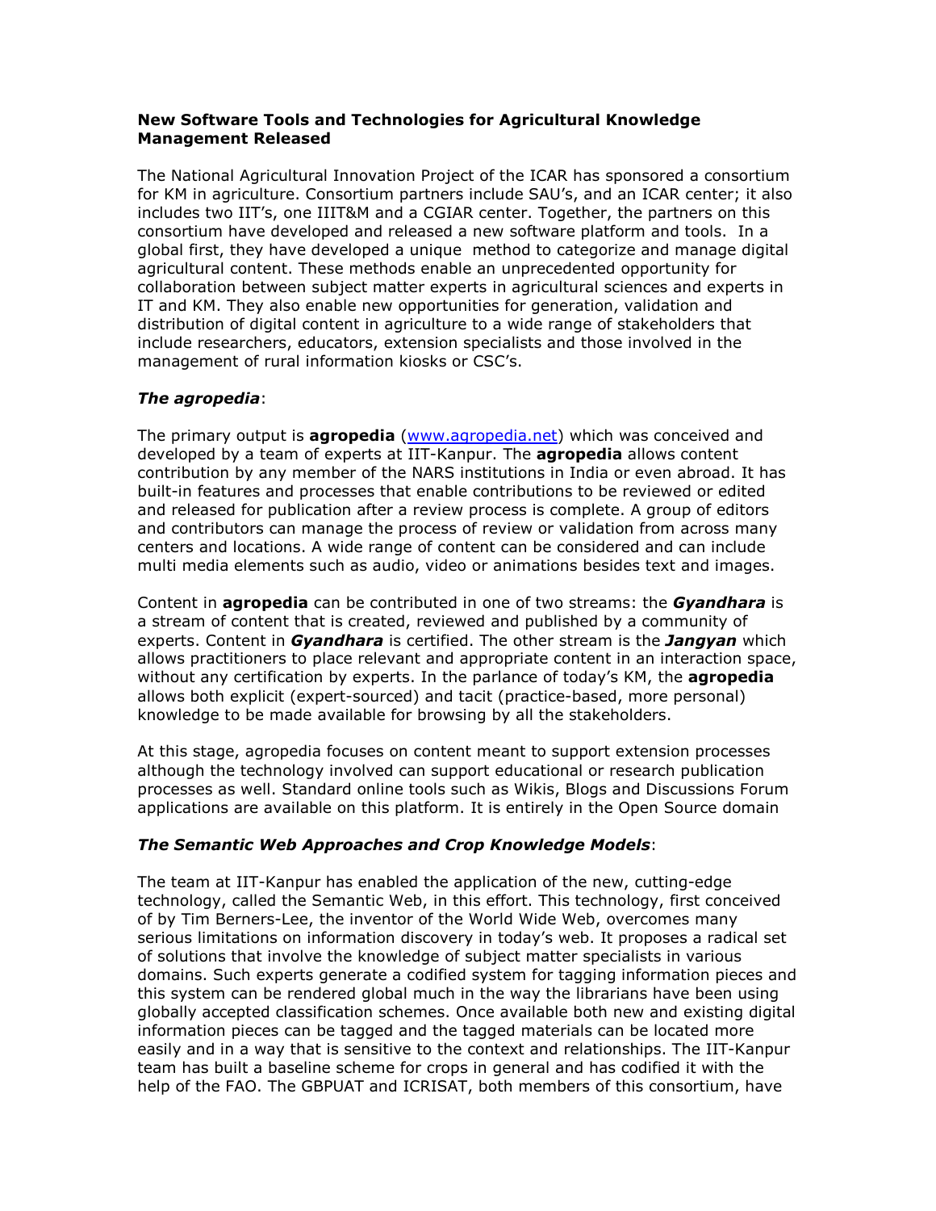**New Software Tools and Technologies for Agricultural Knowledge Management Released**

The National Agricultural Innovation Project of the ICAR has sponsored a consortium for KM in agriculture. Consortium partners include SAU's, and an ICAR center; it also includes two IIT's, one IIIT&M and a CGIAR center. Together, the partners on this consortium have developed and released a new software platform and tools. In a global first, they have developed a unique method to categorize and manage digital agricultural content. These methods enable an unprecedented opportunity for collaboration between subject matter experts in agricultural sciences and experts in IT and KM. They also enable new opportunities for generation, validation and distribution of digital content in agriculture to a wide range of stakeholders that include researchers, educators, extension specialists and those involved in the management of rural information kiosks or CSC's.

***The agropedia***:

The primary output is **agropedia** ([www.agropedia.net](www.agropedia.net)) which was conceived and developed by a team of experts at IIT-Kanpur. The **agropedia** allows content contribution by any member of the NARS institutions in India or even abroad. It has built-in features and processes that enable contributions to be reviewed or edited and released for publication after a review process is complete. A group of editors and contributors can manage the process of review or validation from across many centers and locations. A wide range of content can be considered and can include multi media elements such as audio, video or animations besides text and images.

Content in **agropedia** can be contributed in one of two streams: the ***Gyandhara*** is a stream of content that is created, reviewed and published by a community of experts. Content in ***Gyandhara*** is certified. The other stream is the ***Jangyan*** which allows practitioners to place relevant and appropriate content in an interaction space, without any certification by experts. In the parlance of today's KM, the **agropedia** allows both explicit (expert-sourced) and tacit (practice-based, more personal) knowledge to be made available for browsing by all the stakeholders.

At this stage, agropedia focuses on content meant to support extension processes although the technology involved can support educational or research publication processes as well. Standard online tools such as Wikis, Blogs and Discussions Forum applications are available on this platform. It is entirely in the Open Source domain

***The Semantic Web Approaches and Crop Knowledge Models***:

The team at IIT-Kanpur has enabled the application of the new, cutting-edge technology, called the Semantic Web, in this effort. This technology, first conceived of by Tim Berners-Lee, the inventor of the World Wide Web, overcomes many serious limitations on information discovery in today's web. It proposes a radical set of solutions that involve the knowledge of subject matter specialists in various domains. Such experts generate a codified system for tagging information pieces and this system can be rendered global much in the way the librarians have been using globally accepted classification schemes. Once available both new and existing digital information pieces can be tagged and the tagged materials can be located more easily and in a way that is sensitive to the context and relationships. The IIT-Kanpur team has built a baseline scheme for crops in general and has codified it with the help of the FAO. The GBPUAT and ICRISAT, both members of this consortium, have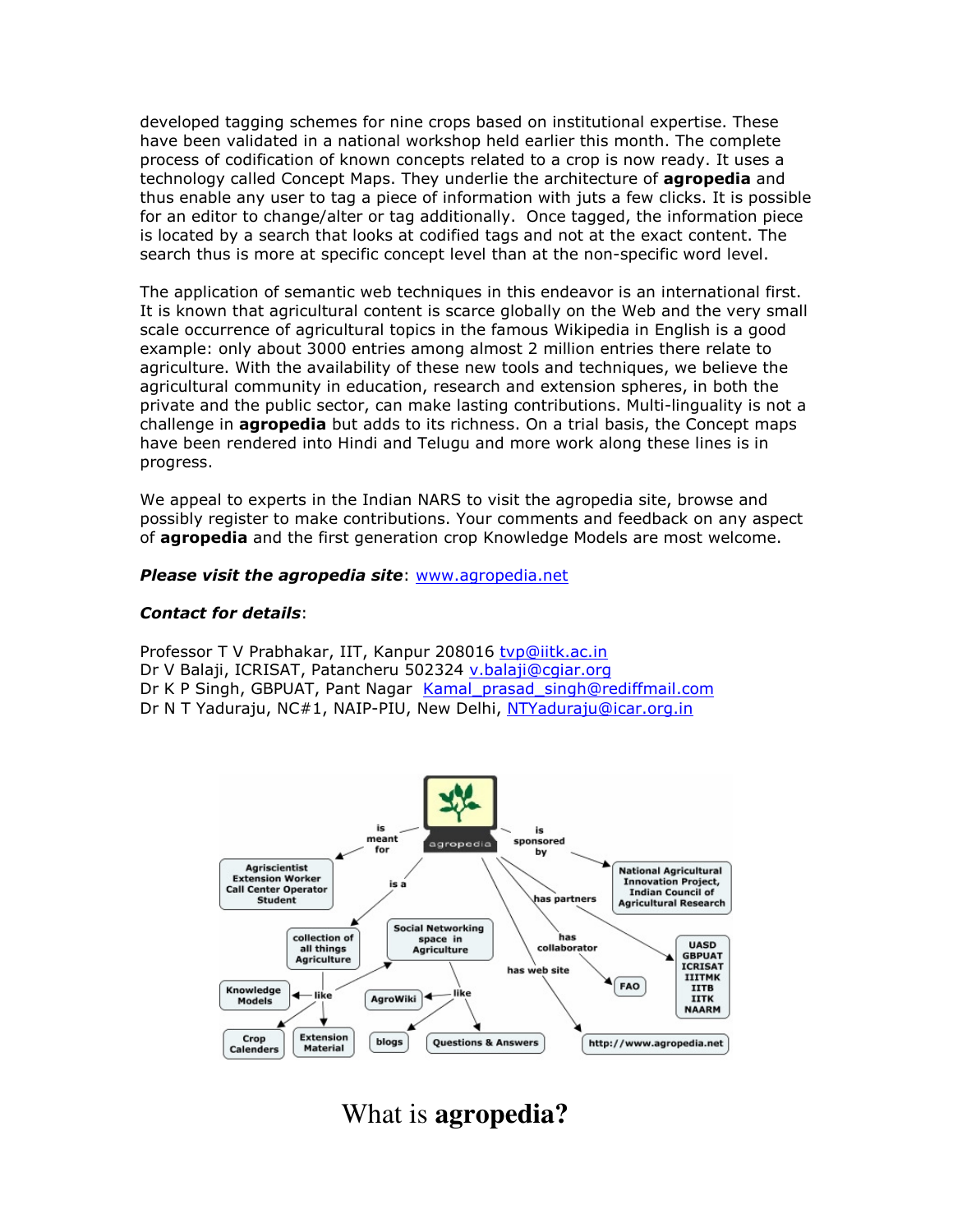developed tagging schemes for nine crops based on institutional expertise. These have been validated in a national workshop held earlier this month. The complete process of codification of known concepts related to a crop is now ready. It uses a technology called Concept Maps. They underlie the architecture of **agropedia** and thus enable any user to tag a piece of information with juts a few clicks. It is possible for an editor to change/alter or tag additionally. Once tagged, the information piece is located by a search that looks at codified tags and not at the exact content. The search thus is more at specific concept level than at the non-specific word level.

The application of semantic web techniques in this endeavor is an international first. It is known that agricultural content is scarce globally on the Web and the very small scale occurrence of agricultural topics in the famous Wikipedia in English is a good example: only about 3000 entries among almost 2 million entries there relate to agriculture. With the availability of these new tools and techniques, we believe the agricultural community in education, research and extension spheres, in both the private and the public sector, can make lasting contributions. Multi-linguality is not a challenge in **agropedia** but adds to its richness. On a trial basis, the Concept maps have been rendered into Hindi and Telugu and more work along these lines is in progress.

We appeal to experts in the Indian NARS to visit the agropedia site, browse and possibly register to make contributions. Your comments and feedback on any aspect of **agropedia** and the first generation crop Knowledge Models are most welcome.

***Please visit the agropedia site***: www.agropedia.net

***Contact for details***:

Professor T V Prabhakar, IIT, Kanpur 208016 tvp@iitk.ac.in
Dr V Balaji, ICRISAT, Patancheru 502324 v.balaji@cgiar.org
Dr K P Singh, GBPUAT, Pant Nagar Kamal_prasad_singh@rediffmail.com
Dr N T Yaduraju, NC#1, NAIP-PIU, New Delhi, NTYaduraju@icar.org.in

agropedia
is meant for
Agriscientist Extension Worker Call Center Operator Student
is a
collection of all things Agriculture
Social Networking space in Agriculture
like
Knowledge Models
Crop Calenders
Extension Material
AgroWiki
blogs
Questions & Answers
is sponsored by
National Agricultural Innovation Project, Indian Council of Agricultural Research
has partners
UASD GBPUAT ICRISAT IIITMK IITB IITK NAARM
has collaborator
FAO
has web site
http://www.agropedia.net

What is **agropedia?**